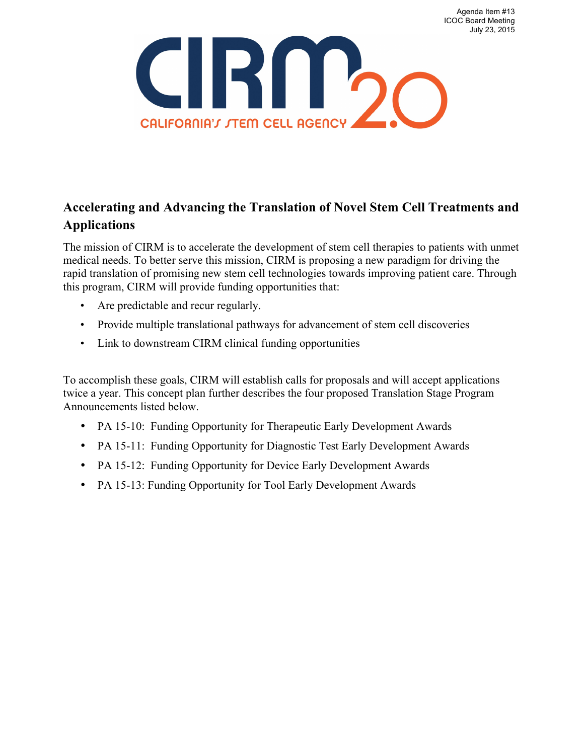Agenda Item #13
ICOC Board Meeting
July 23, 2015

CIRM 2.0
CALIFORNIA'S STEM CELL AGENCY

## Accelerating and Advancing the Translation of Novel Stem Cell Treatments and Applications

The mission of CIRM is to accelerate the development of stem cell therapies to patients with unmet medical needs. To better serve this mission, CIRM is proposing a new paradigm for driving the rapid translation of promising new stem cell technologies towards improving patient care. Through this program, CIRM will provide funding opportunities that:

- Are predictable and recur regularly.
- Provide multiple translational pathways for advancement of stem cell discoveries
- Link to downstream CIRM clinical funding opportunities

To accomplish these goals, CIRM will establish calls for proposals and will accept applications twice a year. This concept plan further describes the four proposed Translation Stage Program Announcements listed below.

- PA 15-10: Funding Opportunity for Therapeutic Early Development Awards
- PA 15-11: Funding Opportunity for Diagnostic Test Early Development Awards
- PA 15-12: Funding Opportunity for Device Early Development Awards
- PA 15-13: Funding Opportunity for Tool Early Development Awards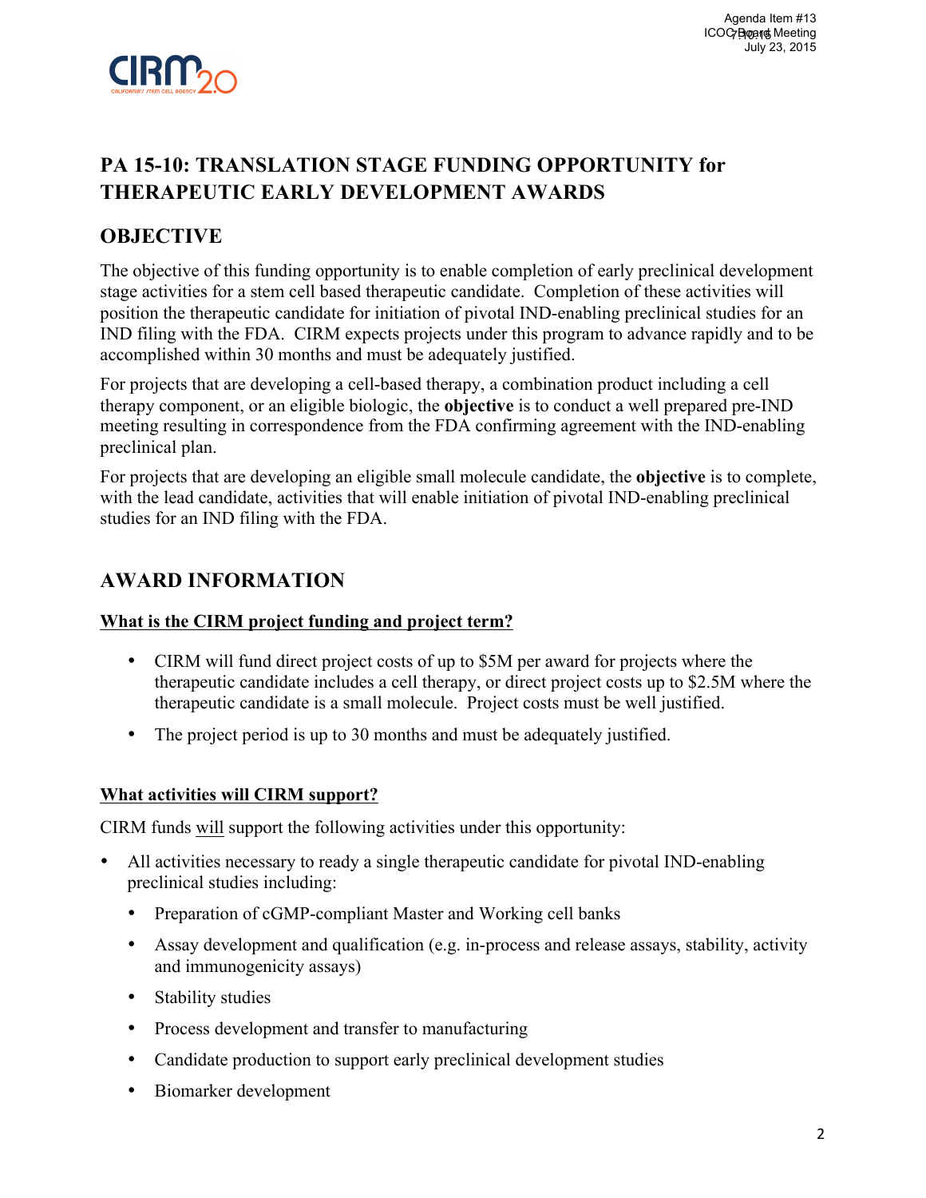## PA 15-10: TRANSLATION STAGE FUNDING OPPORTUNITY for THERAPEUTIC EARLY DEVELOPMENT AWARDS

## OBJECTIVE

The objective of this funding opportunity is to enable completion of early preclinical development stage activities for a stem cell based therapeutic candidate. Completion of these activities will position the therapeutic candidate for initiation of pivotal IND-enabling preclinical studies for an IND filing with the FDA. CIRM expects projects under this program to advance rapidly and to be accomplished within 30 months and must be adequately justified.

For projects that are developing a cell-based therapy, a combination product including a cell therapy component, or an eligible biologic, the **objective** is to conduct a well prepared pre-IND meeting resulting in correspondence from the FDA confirming agreement with the IND-enabling preclinical plan.

For projects that are developing an eligible small molecule candidate, the **objective** is to complete, with the lead candidate, activities that will enable initiation of pivotal IND-enabling preclinical studies for an IND filing with the FDA.

## AWARD INFORMATION

### What is the CIRM project funding and project term?

- CIRM will fund direct project costs of up to $5M per award for projects where the therapeutic candidate includes a cell therapy, or direct project costs up to $2.5M where the therapeutic candidate is a small molecule. Project costs must be well justified.
- The project period is up to 30 months and must be adequately justified.

### What activities will CIRM support?

CIRM funds will support the following activities under this opportunity:

- All activities necessary to ready a single therapeutic candidate for pivotal IND-enabling preclinical studies including:
  - Preparation of cGMP-compliant Master and Working cell banks
  - Assay development and qualification (e.g. in-process and release assays, stability, activity and immunogenicity assays)
  - Stability studies
  - Process development and transfer to manufacturing
  - Candidate production to support early preclinical development studies
  - Biomarker development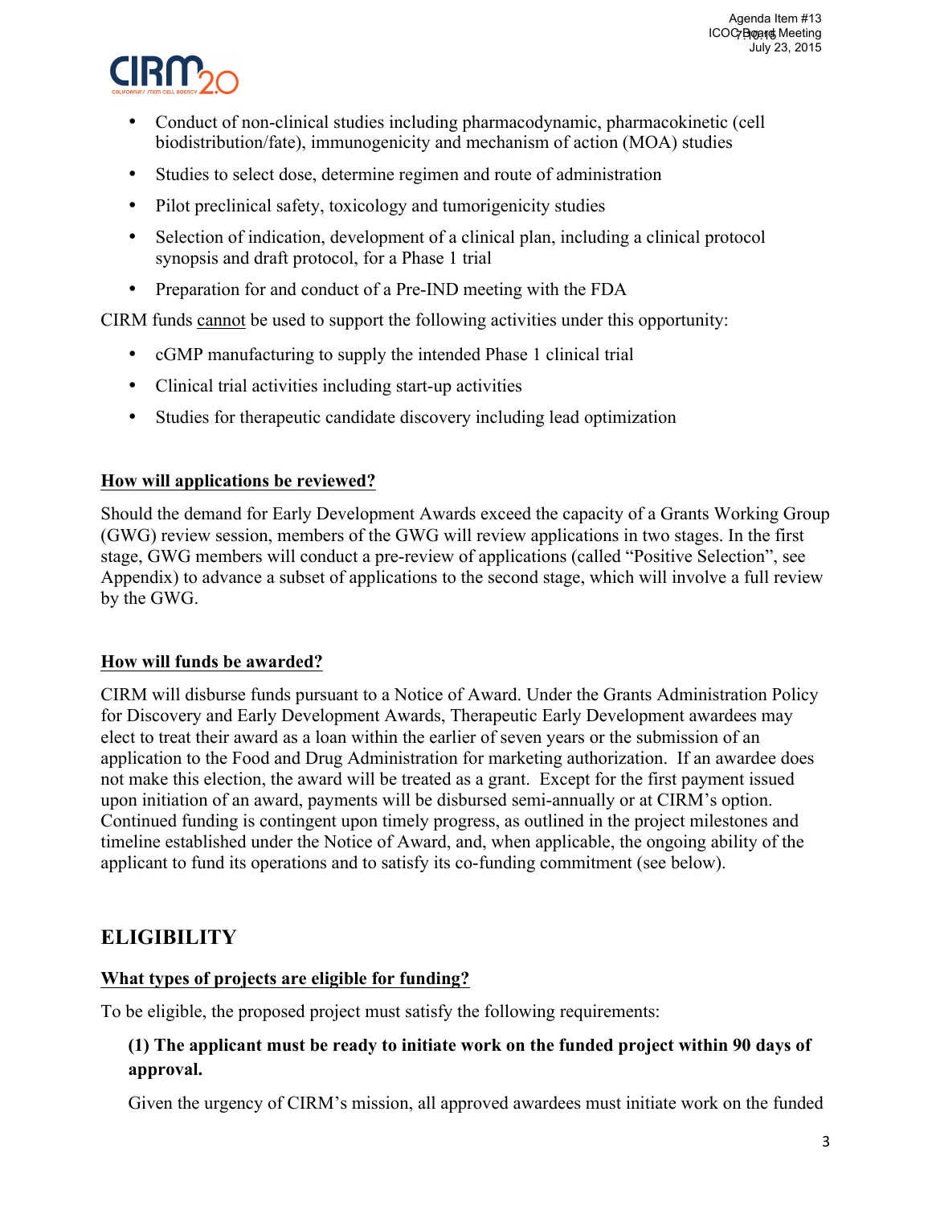- Conduct of non-clinical studies including pharmacodynamic, pharmacokinetic (cell biodistribution/fate), immunogenicity and mechanism of action (MOA) studies
- Studies to select dose, determine regimen and route of administration
- Pilot preclinical safety, toxicology and tumorigenicity studies
- Selection of indication, development of a clinical plan, including a clinical protocol synopsis and draft protocol, for a Phase 1 trial
- Preparation for and conduct of a Pre-IND meeting with the FDA

CIRM funds cannot be used to support the following activities under this opportunity:

- cGMP manufacturing to supply the intended Phase 1 clinical trial
- Clinical trial activities including start-up activities
- Studies for therapeutic candidate discovery including lead optimization

### How will applications be reviewed?

Should the demand for Early Development Awards exceed the capacity of a Grants Working Group (GWG) review session, members of the GWG will review applications in two stages. In the first stage, GWG members will conduct a pre-review of applications (called "Positive Selection", see Appendix) to advance a subset of applications to the second stage, which will involve a full review by the GWG.

### How will funds be awarded?

CIRM will disburse funds pursuant to a Notice of Award. Under the Grants Administration Policy for Discovery and Early Development Awards, Therapeutic Early Development awardees may elect to treat their award as a loan within the earlier of seven years or the submission of an application to the Food and Drug Administration for marketing authorization. If an awardee does not make this election, the award will be treated as a grant. Except for the first payment issued upon initiation of an award, payments will be disbursed semi-annually or at CIRM's option. Continued funding is contingent upon timely progress, as outlined in the project milestones and timeline established under the Notice of Award, and, when applicable, the ongoing ability of the applicant to fund its operations and to satisfy its co-funding commitment (see below).

## ELIGIBILITY

### What types of projects are eligible for funding?

To be eligible, the proposed project must satisfy the following requirements:

**(1) The applicant must be ready to initiate work on the funded project within 90 days of approval.**

Given the urgency of CIRM's mission, all approved awardees must initiate work on the funded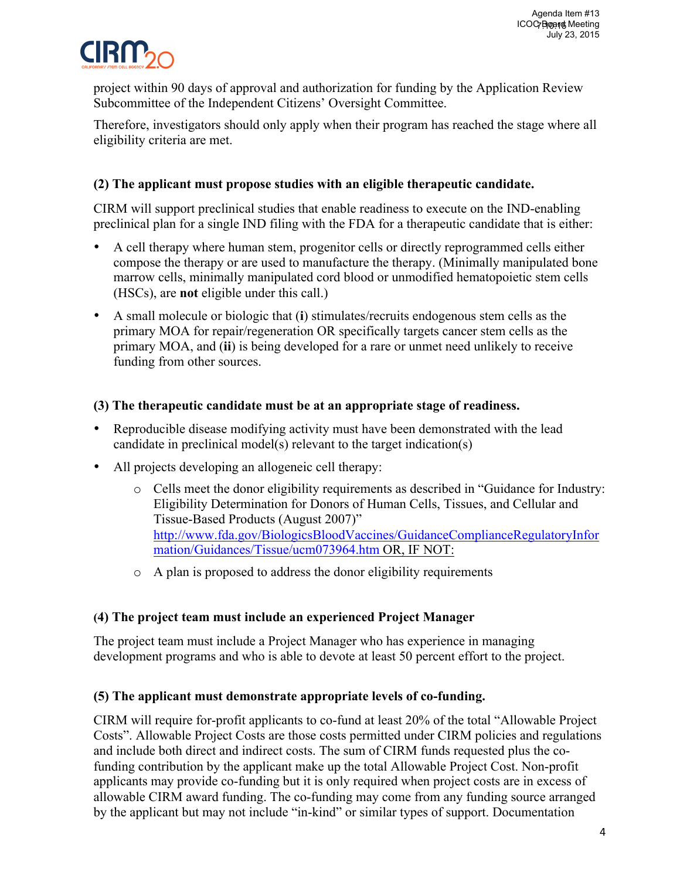project within 90 days of approval and authorization for funding by the Application Review Subcommittee of the Independent Citizens' Oversight Committee.

Therefore, investigators should only apply when their program has reached the stage where all eligibility criteria are met.

**(2) The applicant must propose studies with an eligible therapeutic candidate.**

CIRM will support preclinical studies that enable readiness to execute on the IND-enabling preclinical plan for a single IND filing with the FDA for a therapeutic candidate that is either:

- A cell therapy where human stem, progenitor cells or directly reprogrammed cells either compose the therapy or are used to manufacture the therapy. (Minimally manipulated bone marrow cells, minimally manipulated cord blood or unmodified hematopoietic stem cells (HSCs), are **not** eligible under this call.)
- A small molecule or biologic that (**i**) stimulates/recruits endogenous stem cells as the primary MOA for repair/regeneration OR specifically targets cancer stem cells as the primary MOA, and (**ii**) is being developed for a rare or unmet need unlikely to receive funding from other sources.

**(3) The therapeutic candidate must be at an appropriate stage of readiness.**

- Reproducible disease modifying activity must have been demonstrated with the lead candidate in preclinical model(s) relevant to the target indication(s)
- All projects developing an allogeneic cell therapy:
  - Cells meet the donor eligibility requirements as described in "Guidance for Industry: Eligibility Determination for Donors of Human Cells, Tissues, and Cellular and Tissue-Based Products (August 2007)" http://www.fda.gov/BiologicsBloodVaccines/GuidanceComplianceRegulatoryInformation/Guidances/Tissue/ucm073964.htm OR, IF NOT:
  - A plan is proposed to address the donor eligibility requirements

**(4) The project team must include an experienced Project Manager**

The project team must include a Project Manager who has experience in managing development programs and who is able to devote at least 50 percent effort to the project.

**(5) The applicant must demonstrate appropriate levels of co-funding.**

CIRM will require for-profit applicants to co-fund at least 20% of the total "Allowable Project Costs". Allowable Project Costs are those costs permitted under CIRM policies and regulations and include both direct and indirect costs. The sum of CIRM funds requested plus the co-funding contribution by the applicant make up the total Allowable Project Cost. Non-profit applicants may provide co-funding but it is only required when project costs are in excess of allowable CIRM award funding. The co-funding may come from any funding source arranged by the applicant but may not include "in-kind" or similar types of support. Documentation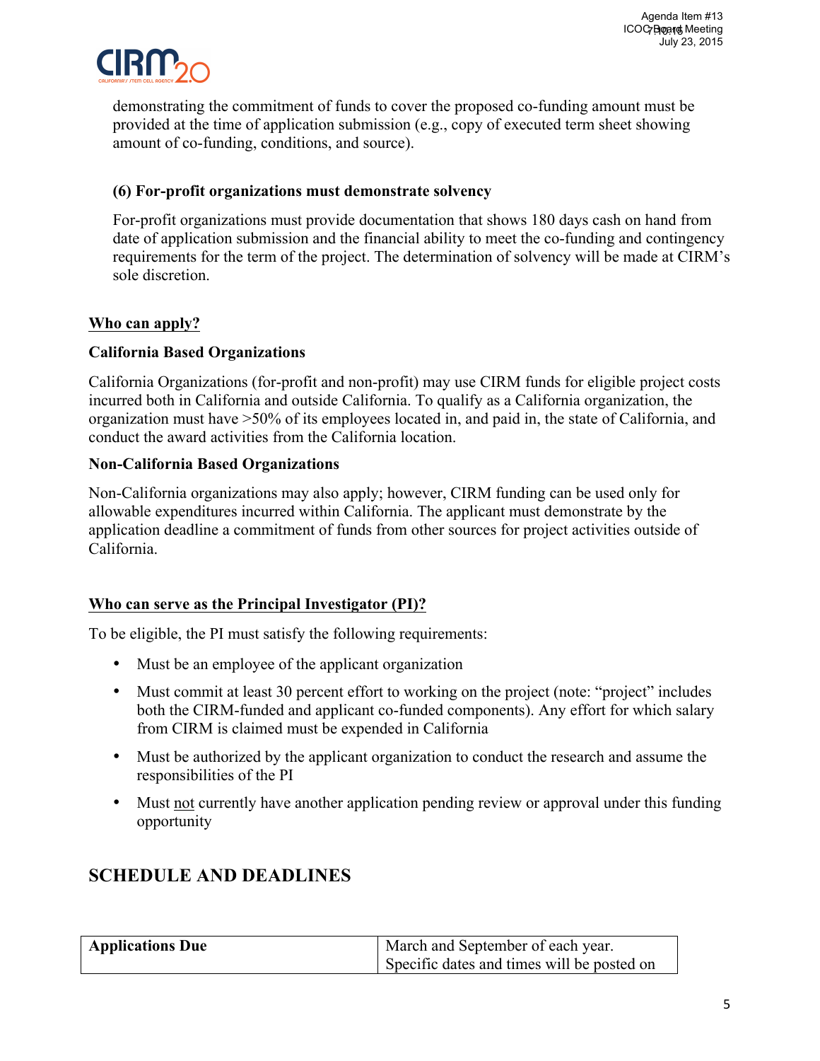demonstrating the commitment of funds to cover the proposed co-funding amount must be provided at the time of application submission (e.g., copy of executed term sheet showing amount of co-funding, conditions, and source).

**(6) For-profit organizations must demonstrate solvency**

For-profit organizations must provide documentation that shows 180 days cash on hand from date of application submission and the financial ability to meet the co-funding and contingency requirements for the term of the project. The determination of solvency will be made at CIRM's sole discretion.

## Who can apply?

**California Based Organizations**

California Organizations (for-profit and non-profit) may use CIRM funds for eligible project costs incurred both in California and outside California. To qualify as a California organization, the organization must have >50% of its employees located in, and paid in, the state of California, and conduct the award activities from the California location.

**Non-California Based Organizations**

Non-California organizations may also apply; however, CIRM funding can be used only for allowable expenditures incurred within California. The applicant must demonstrate by the application deadline a commitment of funds from other sources for project activities outside of California.

## Who can serve as the Principal Investigator (PI)?

To be eligible, the PI must satisfy the following requirements:

- Must be an employee of the applicant organization
- Must commit at least 30 percent effort to working on the project (note: "project" includes both the CIRM-funded and applicant co-funded components). Any effort for which salary from CIRM is claimed must be expended in California
- Must be authorized by the applicant organization to conduct the research and assume the responsibilities of the PI
- Must not currently have another application pending review or approval under this funding opportunity

# SCHEDULE AND DEADLINES

| **Applications Due** | March and September of each year. Specific dates and times will be posted on |
|---|---|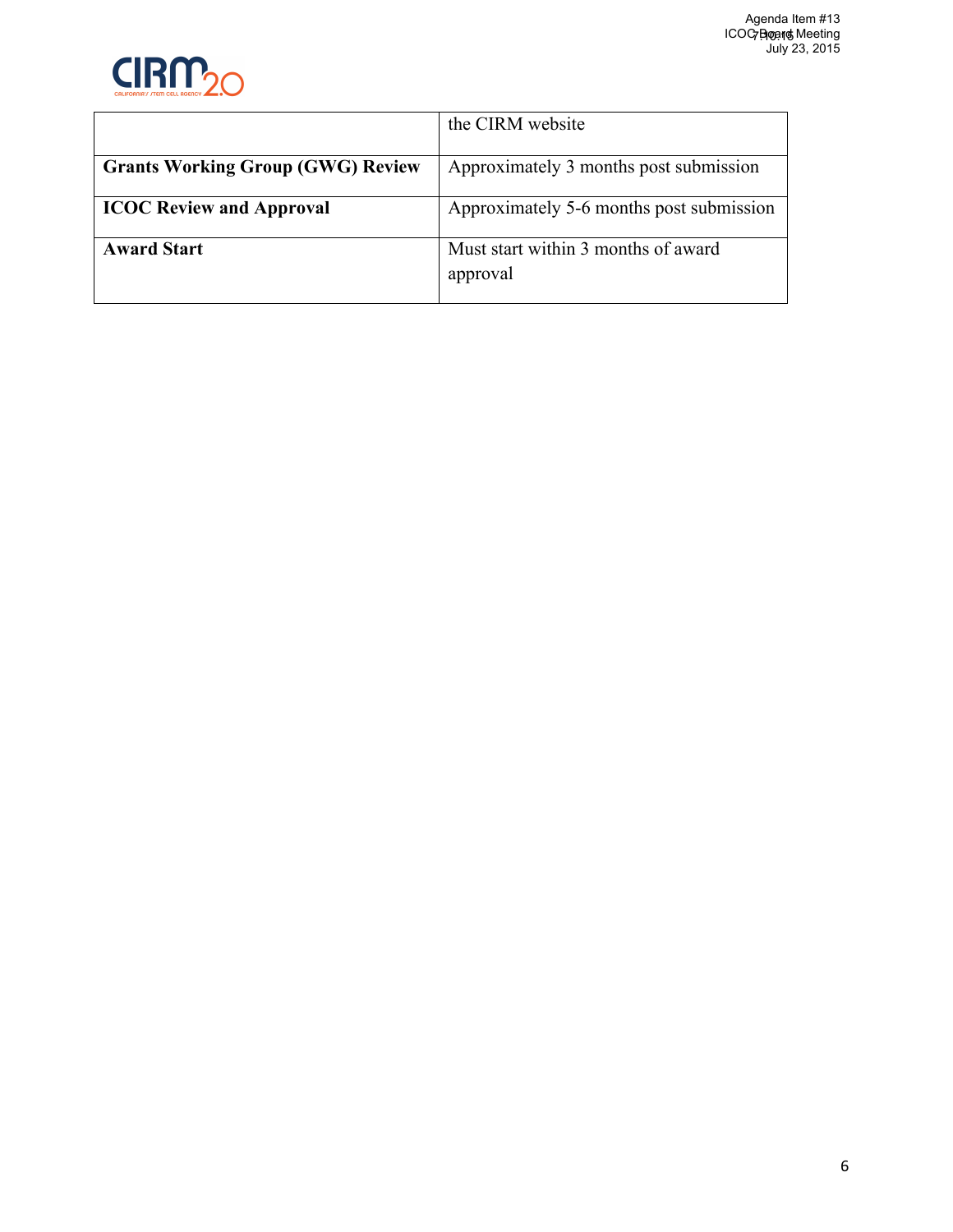| | |
|---|---|
| | the CIRM website |
| **Grants Working Group (GWG) Review** | Approximately 3 months post submission |
| **ICOC Review and Approval** | Approximately 5-6 months post submission |
| **Award Start** | Must start within 3 months of award approval |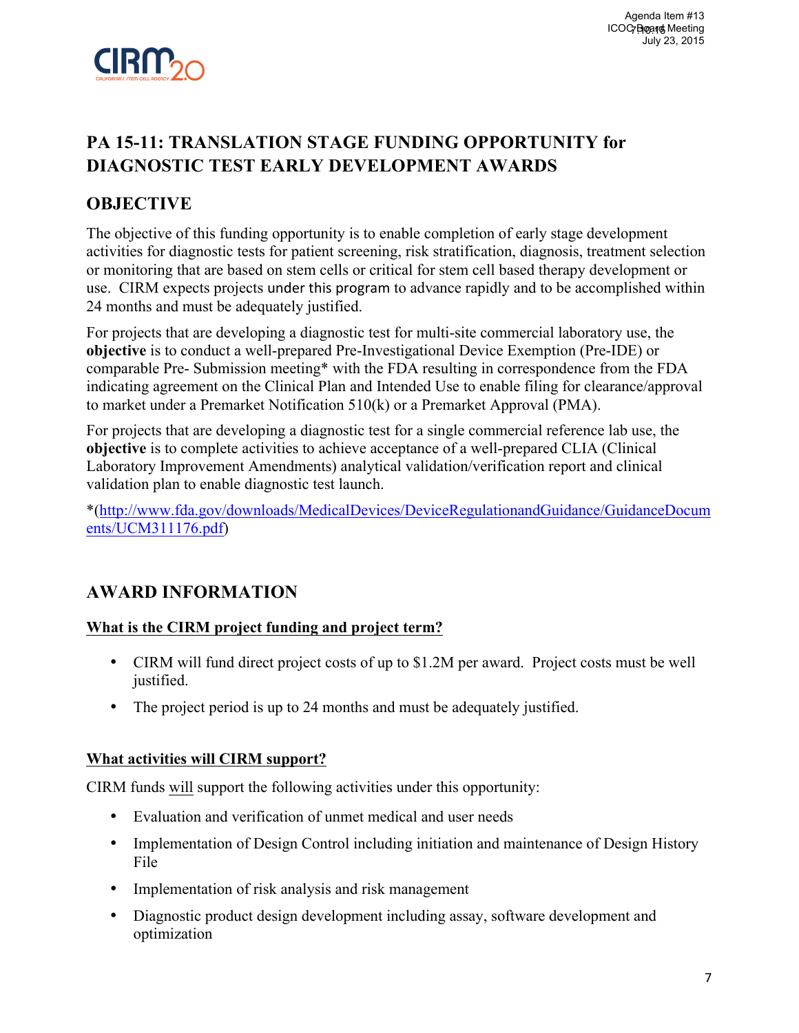# PA 15-11: TRANSLATION STAGE FUNDING OPPORTUNITY for DIAGNOSTIC TEST EARLY DEVELOPMENT AWARDS

## OBJECTIVE

The objective of this funding opportunity is to enable completion of early stage development activities for diagnostic tests for patient screening, risk stratification, diagnosis, treatment selection or monitoring that are based on stem cells or critical for stem cell based therapy development or use. CIRM expects projects under this program to advance rapidly and to be accomplished within 24 months and must be adequately justified.

For projects that are developing a diagnostic test for multi-site commercial laboratory use, the **objective** is to conduct a well-prepared Pre-Investigational Device Exemption (Pre-IDE) or comparable Pre- Submission meeting* with the FDA resulting in correspondence from the FDA indicating agreement on the Clinical Plan and Intended Use to enable filing for clearance/approval to market under a Premarket Notification 510(k) or a Premarket Approval (PMA).

For projects that are developing a diagnostic test for a single commercial reference lab use, the **objective** is to complete activities to achieve acceptance of a well-prepared CLIA (Clinical Laboratory Improvement Amendments) analytical validation/verification report and clinical validation plan to enable diagnostic test launch.

*(http://www.fda.gov/downloads/MedicalDevices/DeviceRegulationandGuidance/GuidanceDocuments/UCM311176.pdf)

## AWARD INFORMATION

### What is the CIRM project funding and project term?

- CIRM will fund direct project costs of up to $1.2M per award. Project costs must be well justified.
- The project period is up to 24 months and must be adequately justified.

### What activities will CIRM support?

CIRM funds will support the following activities under this opportunity:

- Evaluation and verification of unmet medical and user needs
- Implementation of Design Control including initiation and maintenance of Design History File
- Implementation of risk analysis and risk management
- Diagnostic product design development including assay, software development and optimization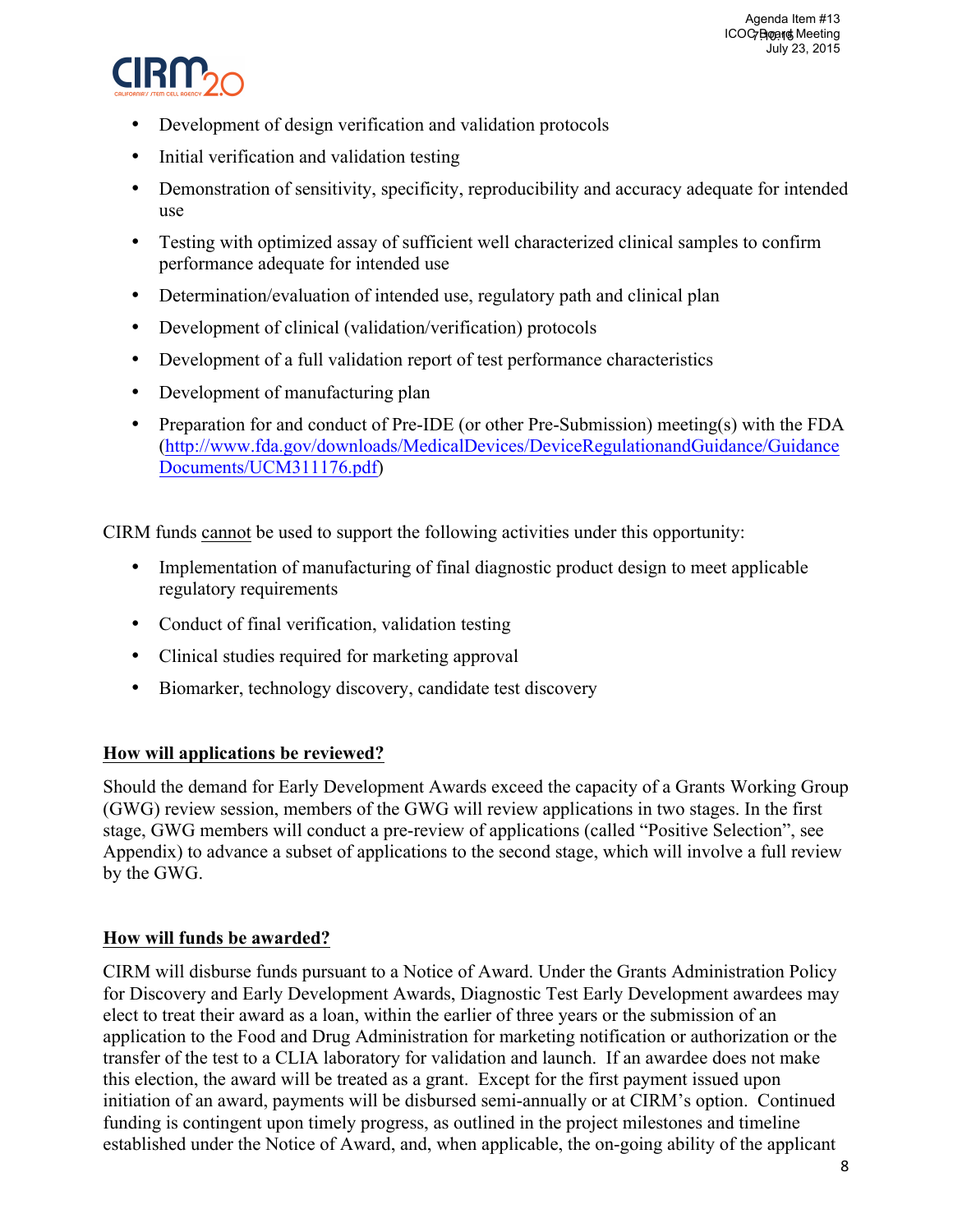- Development of design verification and validation protocols
- Initial verification and validation testing
- Demonstration of sensitivity, specificity, reproducibility and accuracy adequate for intended use
- Testing with optimized assay of sufficient well characterized clinical samples to confirm performance adequate for intended use
- Determination/evaluation of intended use, regulatory path and clinical plan
- Development of clinical (validation/verification) protocols
- Development of a full validation report of test performance characteristics
- Development of manufacturing plan
- Preparation for and conduct of Pre-IDE (or other Pre-Submission) meeting(s) with the FDA (http://www.fda.gov/downloads/MedicalDevices/DeviceRegulationandGuidance/GuidanceDocuments/UCM311176.pdf)

CIRM funds cannot be used to support the following activities under this opportunity:

- Implementation of manufacturing of final diagnostic product design to meet applicable regulatory requirements
- Conduct of final verification, validation testing
- Clinical studies required for marketing approval
- Biomarker, technology discovery, candidate test discovery

## How will applications be reviewed?

Should the demand for Early Development Awards exceed the capacity of a Grants Working Group (GWG) review session, members of the GWG will review applications in two stages. In the first stage, GWG members will conduct a pre-review of applications (called "Positive Selection", see Appendix) to advance a subset of applications to the second stage, which will involve a full review by the GWG.

## How will funds be awarded?

CIRM will disburse funds pursuant to a Notice of Award. Under the Grants Administration Policy for Discovery and Early Development Awards, Diagnostic Test Early Development awardees may elect to treat their award as a loan, within the earlier of three years or the submission of an application to the Food and Drug Administration for marketing notification or authorization or the transfer of the test to a CLIA laboratory for validation and launch. If an awardee does not make this election, the award will be treated as a grant. Except for the first payment issued upon initiation of an award, payments will be disbursed semi-annually or at CIRM's option. Continued funding is contingent upon timely progress, as outlined in the project milestones and timeline established under the Notice of Award, and, when applicable, the on-going ability of the applicant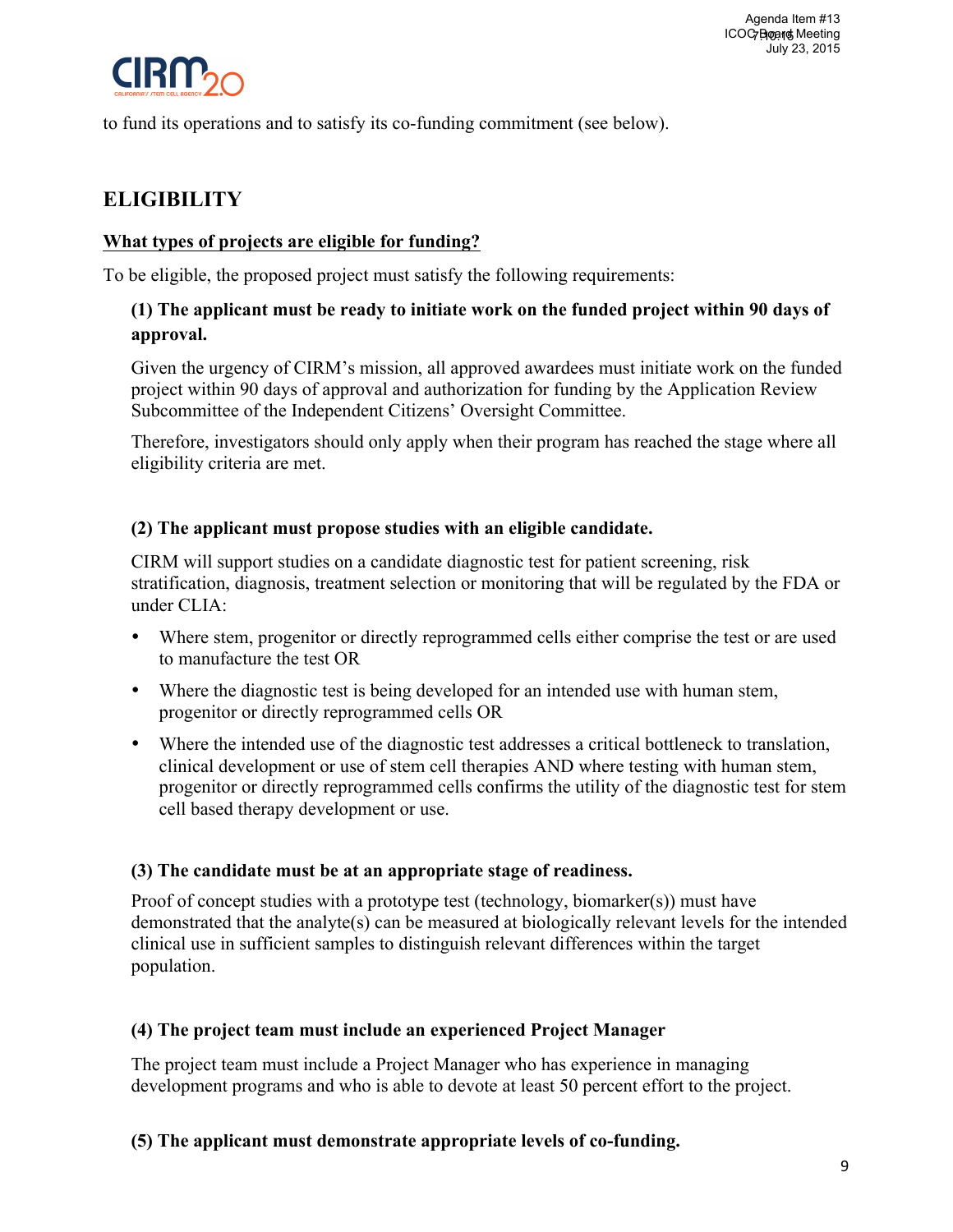to fund its operations and to satisfy its co-funding commitment (see below).

## ELIGIBILITY

### What types of projects are eligible for funding?

To be eligible, the proposed project must satisfy the following requirements:

**(1) The applicant must be ready to initiate work on the funded project within 90 days of approval.**

Given the urgency of CIRM's mission, all approved awardees must initiate work on the funded project within 90 days of approval and authorization for funding by the Application Review Subcommittee of the Independent Citizens' Oversight Committee.

Therefore, investigators should only apply when their program has reached the stage where all eligibility criteria are met.

**(2) The applicant must propose studies with an eligible candidate.**

CIRM will support studies on a candidate diagnostic test for patient screening, risk stratification, diagnosis, treatment selection or monitoring that will be regulated by the FDA or under CLIA:

- Where stem, progenitor or directly reprogrammed cells either comprise the test or are used to manufacture the test OR
- Where the diagnostic test is being developed for an intended use with human stem, progenitor or directly reprogrammed cells OR
- Where the intended use of the diagnostic test addresses a critical bottleneck to translation, clinical development or use of stem cell therapies AND where testing with human stem, progenitor or directly reprogrammed cells confirms the utility of the diagnostic test for stem cell based therapy development or use.

**(3) The candidate must be at an appropriate stage of readiness.**

Proof of concept studies with a prototype test (technology, biomarker(s)) must have demonstrated that the analyte(s) can be measured at biologically relevant levels for the intended clinical use in sufficient samples to distinguish relevant differences within the target population.

**(4) The project team must include an experienced Project Manager**

The project team must include a Project Manager who has experience in managing development programs and who is able to devote at least 50 percent effort to the project.

**(5) The applicant must demonstrate appropriate levels of co-funding.**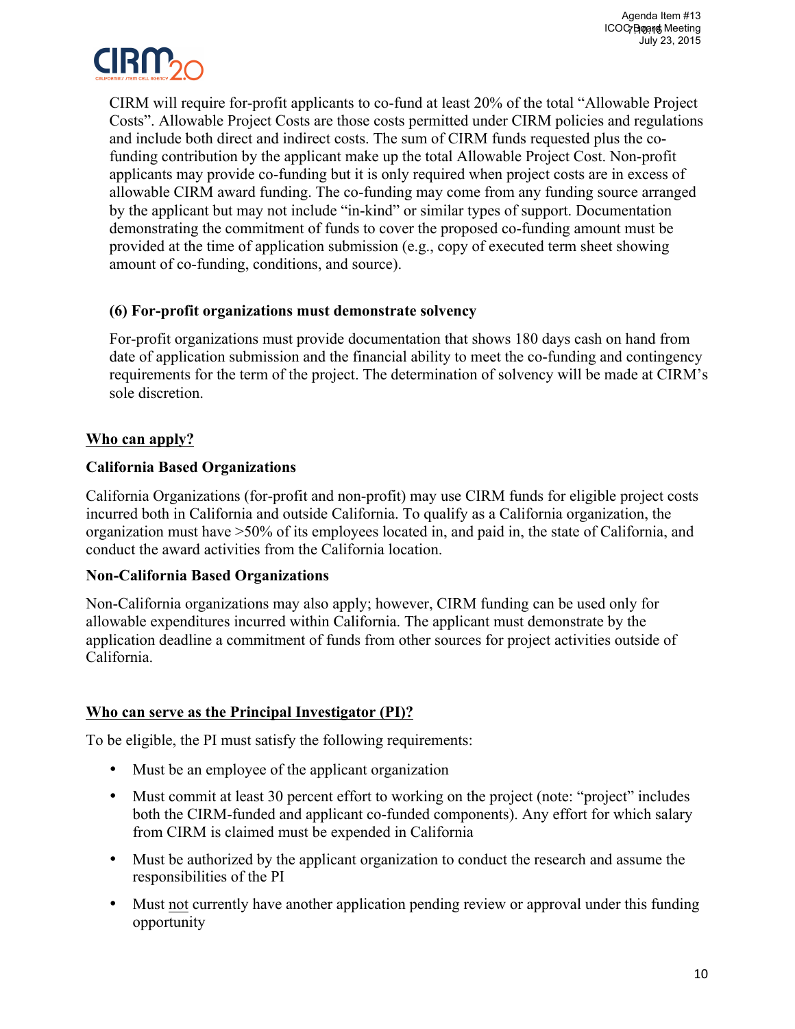CIRM will require for-profit applicants to co-fund at least 20% of the total "Allowable Project Costs". Allowable Project Costs are those costs permitted under CIRM policies and regulations and include both direct and indirect costs. The sum of CIRM funds requested plus the co-funding contribution by the applicant make up the total Allowable Project Cost. Non-profit applicants may provide co-funding but it is only required when project costs are in excess of allowable CIRM award funding. The co-funding may come from any funding source arranged by the applicant but may not include "in-kind" or similar types of support. Documentation demonstrating the commitment of funds to cover the proposed co-funding amount must be provided at the time of application submission (e.g., copy of executed term sheet showing amount of co-funding, conditions, and source).

**(6) For-profit organizations must demonstrate solvency**

For-profit organizations must provide documentation that shows 180 days cash on hand from date of application submission and the financial ability to meet the co-funding and contingency requirements for the term of the project. The determination of solvency will be made at CIRM's sole discretion.

## Who can apply?

**California Based Organizations**

California Organizations (for-profit and non-profit) may use CIRM funds for eligible project costs incurred both in California and outside California. To qualify as a California organization, the organization must have >50% of its employees located in, and paid in, the state of California, and conduct the award activities from the California location.

**Non-California Based Organizations**

Non-California organizations may also apply; however, CIRM funding can be used only for allowable expenditures incurred within California. The applicant must demonstrate by the application deadline a commitment of funds from other sources for project activities outside of California.

## Who can serve as the Principal Investigator (PI)?

To be eligible, the PI must satisfy the following requirements:

- Must be an employee of the applicant organization
- Must commit at least 30 percent effort to working on the project (note: "project" includes both the CIRM-funded and applicant co-funded components). Any effort for which salary from CIRM is claimed must be expended in California
- Must be authorized by the applicant organization to conduct the research and assume the responsibilities of the PI
- Must not currently have another application pending review or approval under this funding opportunity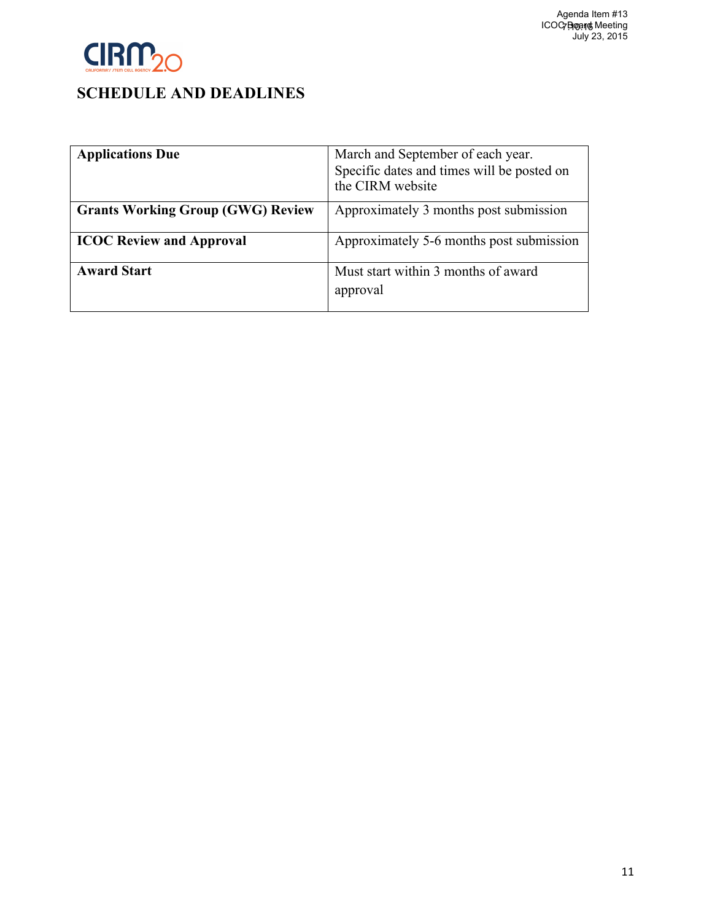# SCHEDULE AND DEADLINES

| | |
|---|---|
| **Applications Due** | March and September of each year. Specific dates and times will be posted on the CIRM website |
| **Grants Working Group (GWG) Review** | Approximately 3 months post submission |
| **ICOC Review and Approval** | Approximately 5-6 months post submission |
| **Award Start** | Must start within 3 months of award approval |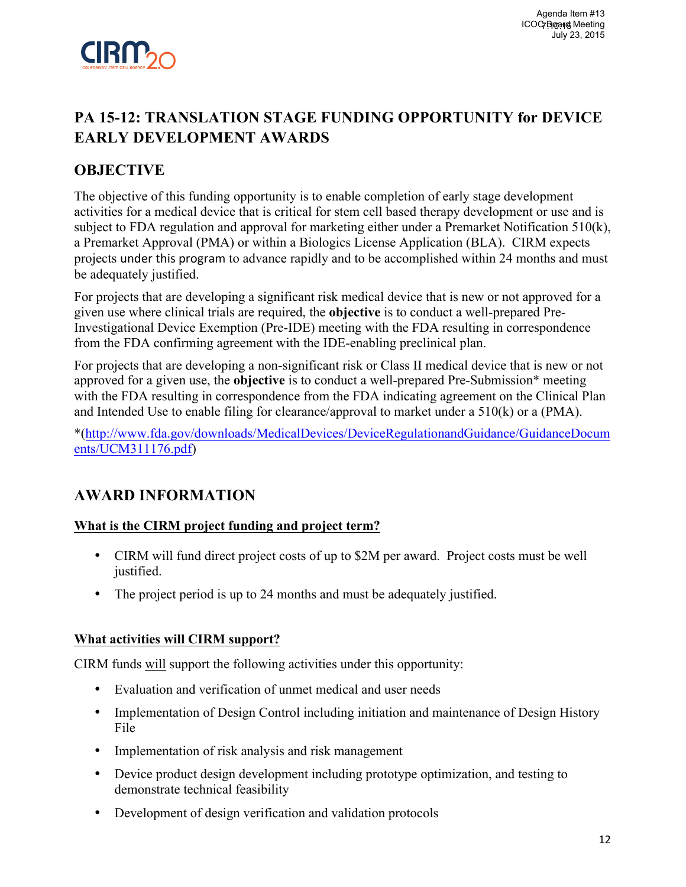## PA 15-12: TRANSLATION STAGE FUNDING OPPORTUNITY for DEVICE EARLY DEVELOPMENT AWARDS

## OBJECTIVE

The objective of this funding opportunity is to enable completion of early stage development activities for a medical device that is critical for stem cell based therapy development or use and is subject to FDA regulation and approval for marketing either under a Premarket Notification 510(k), a Premarket Approval (PMA) or within a Biologics License Application (BLA). CIRM expects projects under this program to advance rapidly and to be accomplished within 24 months and must be adequately justified.

For projects that are developing a significant risk medical device that is new or not approved for a given use where clinical trials are required, the **objective** is to conduct a well-prepared Pre-Investigational Device Exemption (Pre-IDE) meeting with the FDA resulting in correspondence from the FDA confirming agreement with the IDE-enabling preclinical plan.

For projects that are developing a non-significant risk or Class II medical device that is new or not approved for a given use, the **objective** is to conduct a well-prepared Pre-Submission* meeting with the FDA resulting in correspondence from the FDA indicating agreement on the Clinical Plan and Intended Use to enable filing for clearance/approval to market under a 510(k) or a (PMA).

*(http://www.fda.gov/downloads/MedicalDevices/DeviceRegulationandGuidance/GuidanceDocuments/UCM311176.pdf)

## AWARD INFORMATION

**What is the CIRM project funding and project term?**

- CIRM will fund direct project costs of up to $2M per award. Project costs must be well justified.
- The project period is up to 24 months and must be adequately justified.

**What activities will CIRM support?**

CIRM funds will support the following activities under this opportunity:

- Evaluation and verification of unmet medical and user needs
- Implementation of Design Control including initiation and maintenance of Design History File
- Implementation of risk analysis and risk management
- Device product design development including prototype optimization, and testing to demonstrate technical feasibility
- Development of design verification and validation protocols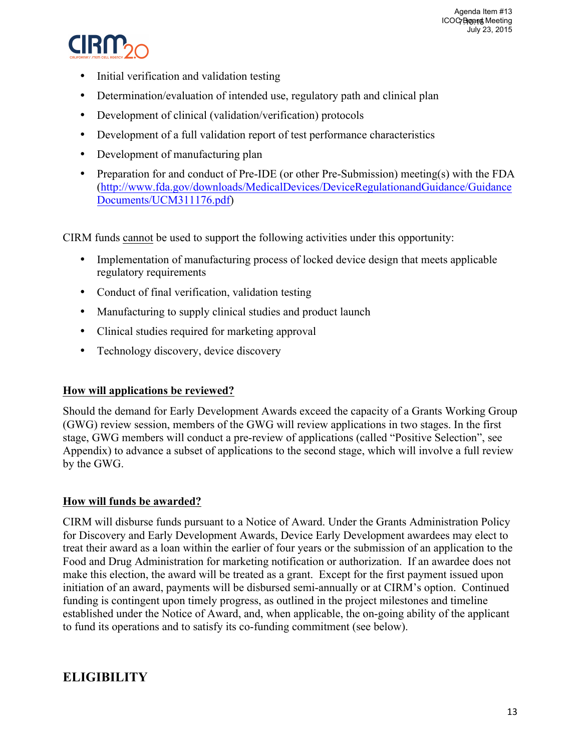- Initial verification and validation testing
- Determination/evaluation of intended use, regulatory path and clinical plan
- Development of clinical (validation/verification) protocols
- Development of a full validation report of test performance characteristics
- Development of manufacturing plan
- Preparation for and conduct of Pre-IDE (or other Pre-Submission) meeting(s) with the FDA (http://www.fda.gov/downloads/MedicalDevices/DeviceRegulationandGuidance/GuidanceDocuments/UCM311176.pdf)

CIRM funds cannot be used to support the following activities under this opportunity:

- Implementation of manufacturing process of locked device design that meets applicable regulatory requirements
- Conduct of final verification, validation testing
- Manufacturing to supply clinical studies and product launch
- Clinical studies required for marketing approval
- Technology discovery, device discovery

**How will applications be reviewed?**

Should the demand for Early Development Awards exceed the capacity of a Grants Working Group (GWG) review session, members of the GWG will review applications in two stages. In the first stage, GWG members will conduct a pre-review of applications (called "Positive Selection", see Appendix) to advance a subset of applications to the second stage, which will involve a full review by the GWG.

**How will funds be awarded?**

CIRM will disburse funds pursuant to a Notice of Award. Under the Grants Administration Policy for Discovery and Early Development Awards, Device Early Development awardees may elect to treat their award as a loan within the earlier of four years or the submission of an application to the Food and Drug Administration for marketing notification or authorization. If an awardee does not make this election, the award will be treated as a grant. Except for the first payment issued upon initiation of an award, payments will be disbursed semi-annually or at CIRM's option. Continued funding is contingent upon timely progress, as outlined in the project milestones and timeline established under the Notice of Award, and, when applicable, the on-going ability of the applicant to fund its operations and to satisfy its co-funding commitment (see below).

## ELIGIBILITY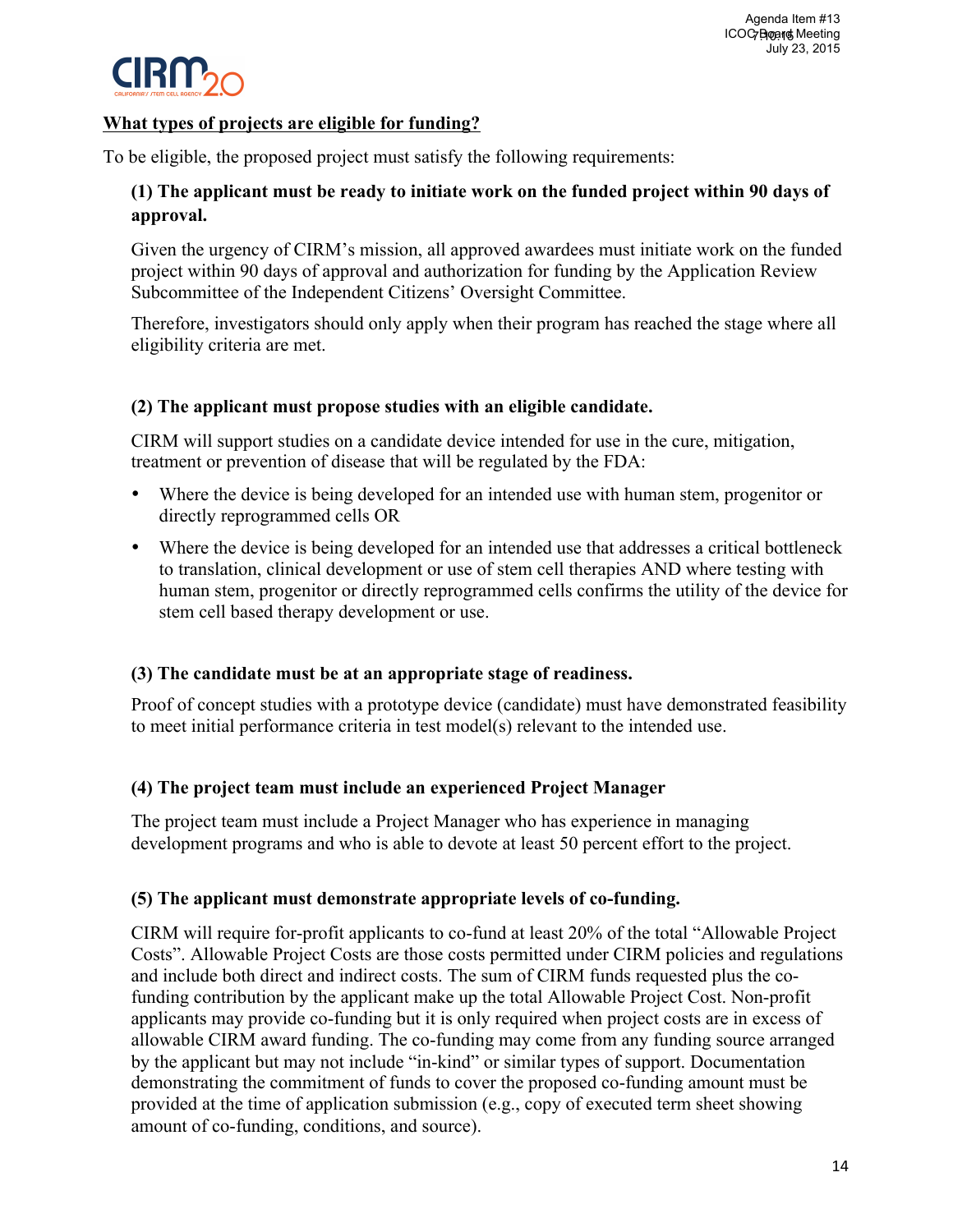## What types of projects are eligible for funding?

To be eligible, the proposed project must satisfy the following requirements:

### (1) The applicant must be ready to initiate work on the funded project within 90 days of approval.

Given the urgency of CIRM's mission, all approved awardees must initiate work on the funded project within 90 days of approval and authorization for funding by the Application Review Subcommittee of the Independent Citizens' Oversight Committee.

Therefore, investigators should only apply when their program has reached the stage where all eligibility criteria are met.

### (2) The applicant must propose studies with an eligible candidate.

CIRM will support studies on a candidate device intended for use in the cure, mitigation, treatment or prevention of disease that will be regulated by the FDA:

- Where the device is being developed for an intended use with human stem, progenitor or directly reprogrammed cells OR
- Where the device is being developed for an intended use that addresses a critical bottleneck to translation, clinical development or use of stem cell therapies AND where testing with human stem, progenitor or directly reprogrammed cells confirms the utility of the device for stem cell based therapy development or use.

### (3) The candidate must be at an appropriate stage of readiness.

Proof of concept studies with a prototype device (candidate) must have demonstrated feasibility to meet initial performance criteria in test model(s) relevant to the intended use.

### (4) The project team must include an experienced Project Manager

The project team must include a Project Manager who has experience in managing development programs and who is able to devote at least 50 percent effort to the project.

### (5) The applicant must demonstrate appropriate levels of co-funding.

CIRM will require for-profit applicants to co-fund at least 20% of the total "Allowable Project Costs". Allowable Project Costs are those costs permitted under CIRM policies and regulations and include both direct and indirect costs. The sum of CIRM funds requested plus the co-funding contribution by the applicant make up the total Allowable Project Cost. Non-profit applicants may provide co-funding but it is only required when project costs are in excess of allowable CIRM award funding. The co-funding may come from any funding source arranged by the applicant but may not include "in-kind" or similar types of support. Documentation demonstrating the commitment of funds to cover the proposed co-funding amount must be provided at the time of application submission (e.g., copy of executed term sheet showing amount of co-funding, conditions, and source).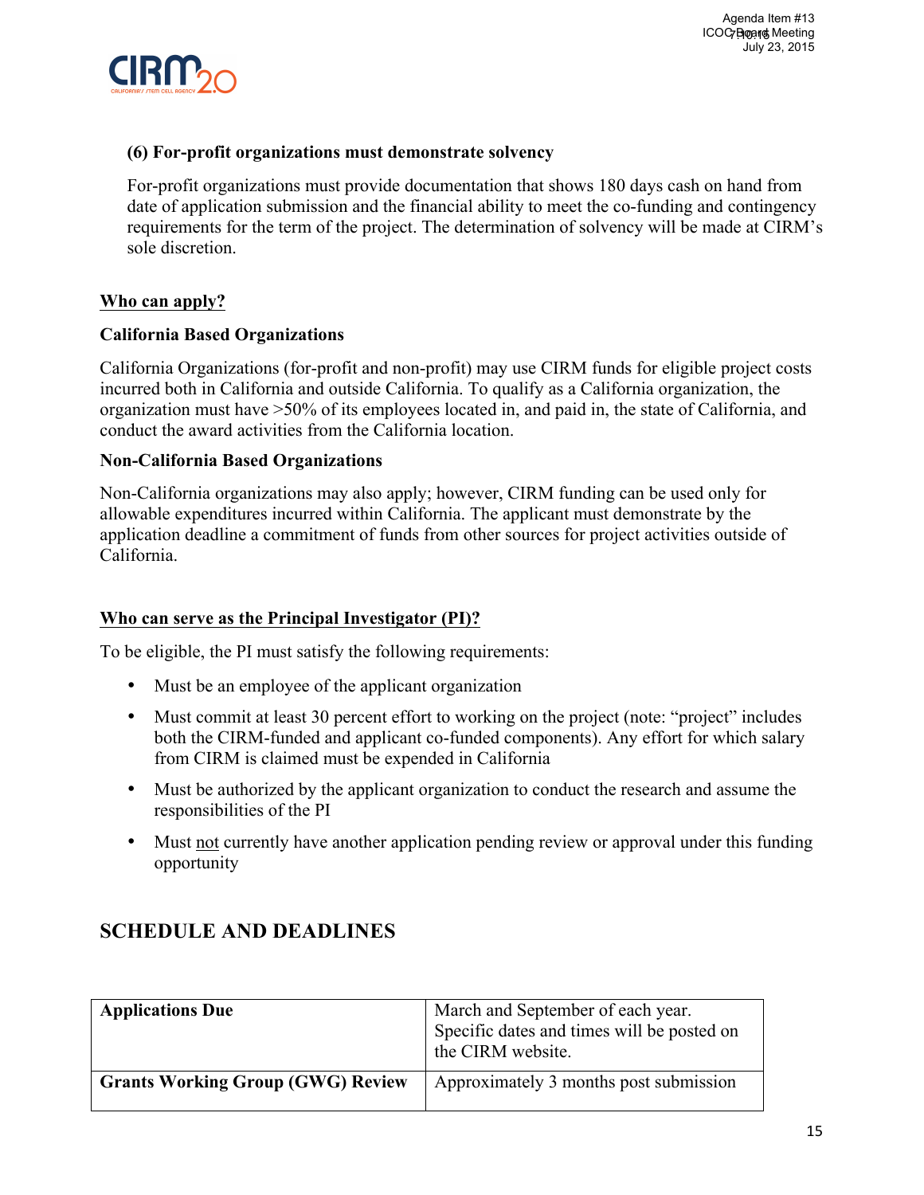(6) **For-profit organizations must demonstrate solvency**

For-profit organizations must provide documentation that shows 180 days cash on hand from date of application submission and the financial ability to meet the co-funding and contingency requirements for the term of the project. The determination of solvency will be made at CIRM's sole discretion.

## Who can apply?

### California Based Organizations

California Organizations (for-profit and non-profit) may use CIRM funds for eligible project costs incurred both in California and outside California. To qualify as a California organization, the organization must have >50% of its employees located in, and paid in, the state of California, and conduct the award activities from the California location.

### Non-California Based Organizations

Non-California organizations may also apply; however, CIRM funding can be used only for allowable expenditures incurred within California. The applicant must demonstrate by the application deadline a commitment of funds from other sources for project activities outside of California.

## Who can serve as the Principal Investigator (PI)?

To be eligible, the PI must satisfy the following requirements:

- Must be an employee of the applicant organization
- Must commit at least 30 percent effort to working on the project (note: "project" includes both the CIRM-funded and applicant co-funded components). Any effort for which salary from CIRM is claimed must be expended in California
- Must be authorized by the applicant organization to conduct the research and assume the responsibilities of the PI
- Must not currently have another application pending review or approval under this funding opportunity

# SCHEDULE AND DEADLINES

| | |
|---|---|
| **Applications Due** | March and September of each year. Specific dates and times will be posted on the CIRM website. |
| **Grants Working Group (GWG) Review** | Approximately 3 months post submission |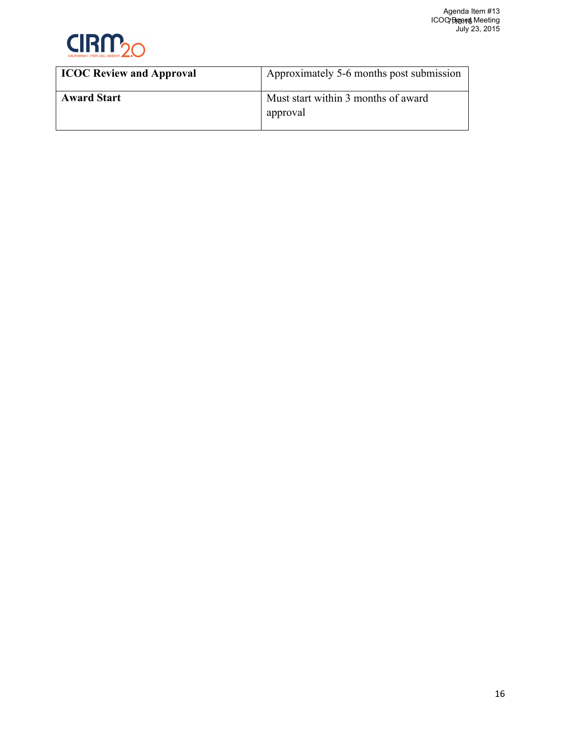| ICOC Review and Approval | Approximately 5-6 months post submission |
|---|---|
| **Award Start** | Must start within 3 months of award approval |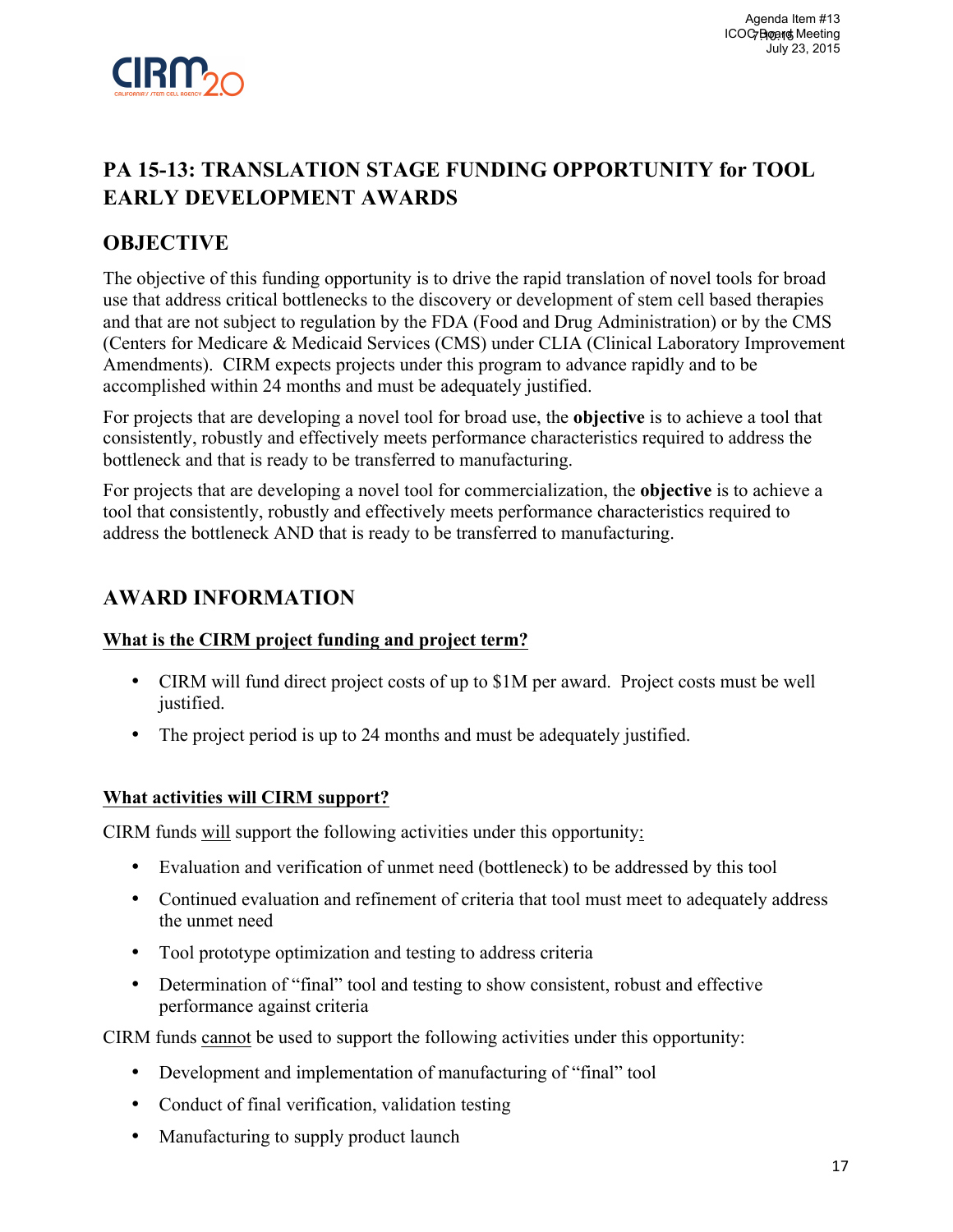# PA 15-13: TRANSLATION STAGE FUNDING OPPORTUNITY for TOOL EARLY DEVELOPMENT AWARDS

## OBJECTIVE

The objective of this funding opportunity is to drive the rapid translation of novel tools for broad use that address critical bottlenecks to the discovery or development of stem cell based therapies and that are not subject to regulation by the FDA (Food and Drug Administration) or by the CMS (Centers for Medicare & Medicaid Services (CMS) under CLIA (Clinical Laboratory Improvement Amendments). CIRM expects projects under this program to advance rapidly and to be accomplished within 24 months and must be adequately justified.

For projects that are developing a novel tool for broad use, the **objective** is to achieve a tool that consistently, robustly and effectively meets performance characteristics required to address the bottleneck and that is ready to be transferred to manufacturing.

For projects that are developing a novel tool for commercialization, the **objective** is to achieve a tool that consistently, robustly and effectively meets performance characteristics required to address the bottleneck AND that is ready to be transferred to manufacturing.

## AWARD INFORMATION

### What is the CIRM project funding and project term?

- CIRM will fund direct project costs of up to $1M per award. Project costs must be well justified.
- The project period is up to 24 months and must be adequately justified.

### What activities will CIRM support?

CIRM funds will support the following activities under this opportunity:

- Evaluation and verification of unmet need (bottleneck) to be addressed by this tool
- Continued evaluation and refinement of criteria that tool must meet to adequately address the unmet need
- Tool prototype optimization and testing to address criteria
- Determination of "final" tool and testing to show consistent, robust and effective performance against criteria

CIRM funds cannot be used to support the following activities under this opportunity:

- Development and implementation of manufacturing of "final" tool
- Conduct of final verification, validation testing
- Manufacturing to supply product launch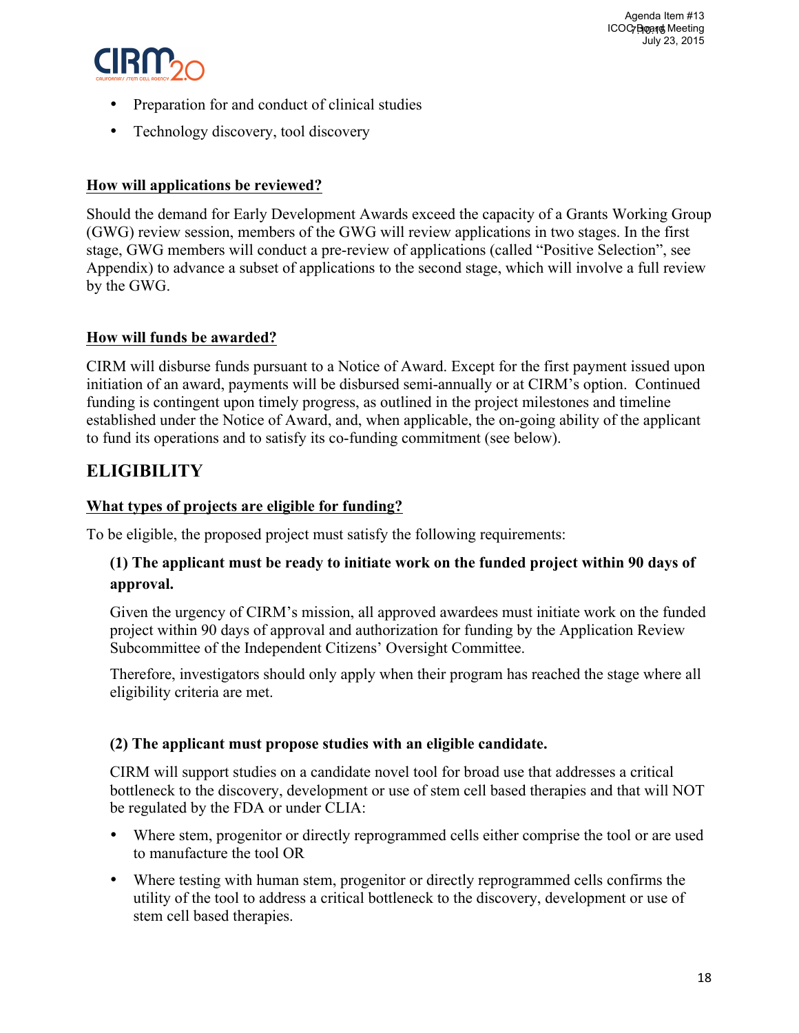- Preparation for and conduct of clinical studies
- Technology discovery, tool discovery

**How will applications be reviewed?**

Should the demand for Early Development Awards exceed the capacity of a Grants Working Group (GWG) review session, members of the GWG will review applications in two stages. In the first stage, GWG members will conduct a pre-review of applications (called "Positive Selection", see Appendix) to advance a subset of applications to the second stage, which will involve a full review by the GWG.

**How will funds be awarded?**

CIRM will disburse funds pursuant to a Notice of Award. Except for the first payment issued upon initiation of an award, payments will be disbursed semi-annually or at CIRM's option. Continued funding is contingent upon timely progress, as outlined in the project milestones and timeline established under the Notice of Award, and, when applicable, the on-going ability of the applicant to fund its operations and to satisfy its co-funding commitment (see below).

## ELIGIBILITY

**What types of projects are eligible for funding?**

To be eligible, the proposed project must satisfy the following requirements:

**(1) The applicant must be ready to initiate work on the funded project within 90 days of approval.**

Given the urgency of CIRM's mission, all approved awardees must initiate work on the funded project within 90 days of approval and authorization for funding by the Application Review Subcommittee of the Independent Citizens' Oversight Committee.

Therefore, investigators should only apply when their program has reached the stage where all eligibility criteria are met.

**(2) The applicant must propose studies with an eligible candidate.**

CIRM will support studies on a candidate novel tool for broad use that addresses a critical bottleneck to the discovery, development or use of stem cell based therapies and that will NOT be regulated by the FDA or under CLIA:

- Where stem, progenitor or directly reprogrammed cells either comprise the tool or are used to manufacture the tool OR
- Where testing with human stem, progenitor or directly reprogrammed cells confirms the utility of the tool to address a critical bottleneck to the discovery, development or use of stem cell based therapies.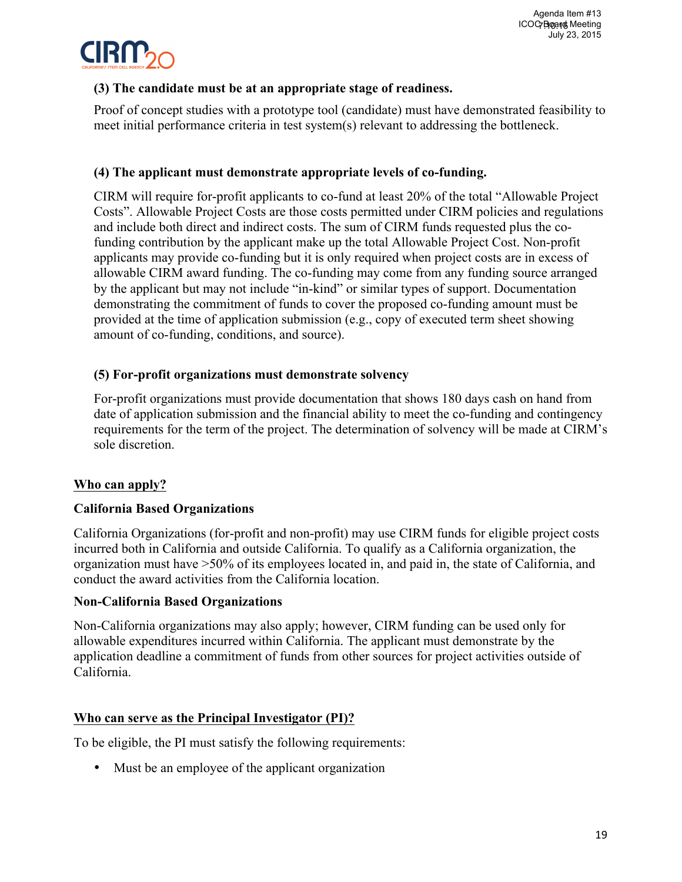**(3) The candidate must be at an appropriate stage of readiness.**

Proof of concept studies with a prototype tool (candidate) must have demonstrated feasibility to meet initial performance criteria in test system(s) relevant to addressing the bottleneck.

**(4) The applicant must demonstrate appropriate levels of co-funding.**

CIRM will require for-profit applicants to co-fund at least 20% of the total "Allowable Project Costs". Allowable Project Costs are those costs permitted under CIRM policies and regulations and include both direct and indirect costs. The sum of CIRM funds requested plus the co-funding contribution by the applicant make up the total Allowable Project Cost. Non-profit applicants may provide co-funding but it is only required when project costs are in excess of allowable CIRM award funding. The co-funding may come from any funding source arranged by the applicant but may not include "in-kind" or similar types of support. Documentation demonstrating the commitment of funds to cover the proposed co-funding amount must be provided at the time of application submission (e.g., copy of executed term sheet showing amount of co-funding, conditions, and source).

**(5) For-profit organizations must demonstrate solvency**

For-profit organizations must provide documentation that shows 180 days cash on hand from date of application submission and the financial ability to meet the co-funding and contingency requirements for the term of the project. The determination of solvency will be made at CIRM's sole discretion.

## Who can apply?

**California Based Organizations**

California Organizations (for-profit and non-profit) may use CIRM funds for eligible project costs incurred both in California and outside California. To qualify as a California organization, the organization must have >50% of its employees located in, and paid in, the state of California, and conduct the award activities from the California location.

**Non-California Based Organizations**

Non-California organizations may also apply; however, CIRM funding can be used only for allowable expenditures incurred within California. The applicant must demonstrate by the application deadline a commitment of funds from other sources for project activities outside of California.

## Who can serve as the Principal Investigator (PI)?

To be eligible, the PI must satisfy the following requirements:

- Must be an employee of the applicant organization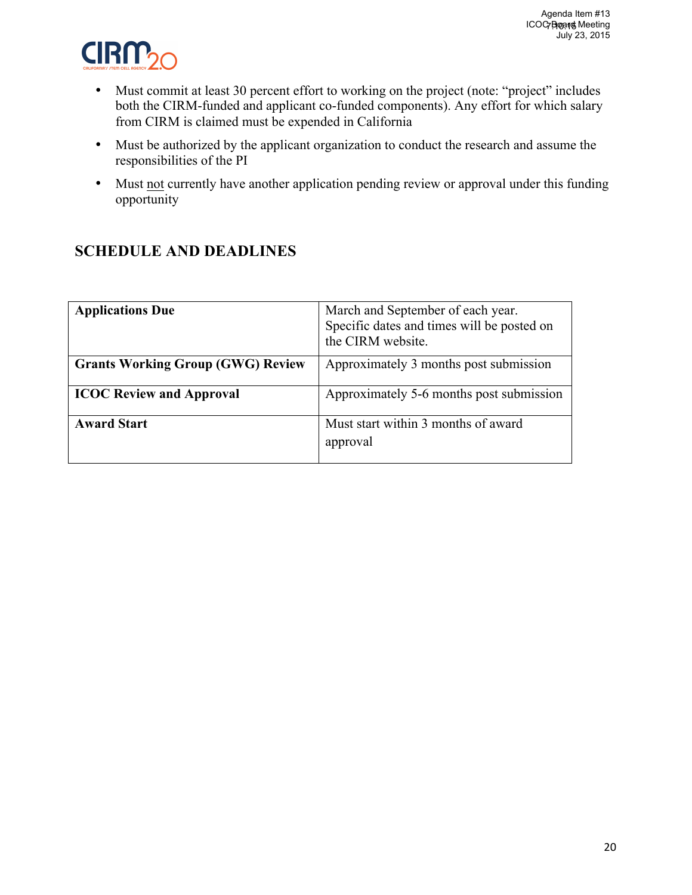- Must commit at least 30 percent effort to working on the project (note: "project" includes both the CIRM-funded and applicant co-funded components). Any effort for which salary from CIRM is claimed must be expended in California
- Must be authorized by the applicant organization to conduct the research and assume the responsibilities of the PI
- Must not currently have another application pending review or approval under this funding opportunity

## SCHEDULE AND DEADLINES

| | |
|---|---|
| **Applications Due** | March and September of each year. Specific dates and times will be posted on the CIRM website. |
| **Grants Working Group (GWG) Review** | Approximately 3 months post submission |
| **ICOC Review and Approval** | Approximately 5-6 months post submission |
| **Award Start** | Must start within 3 months of award approval |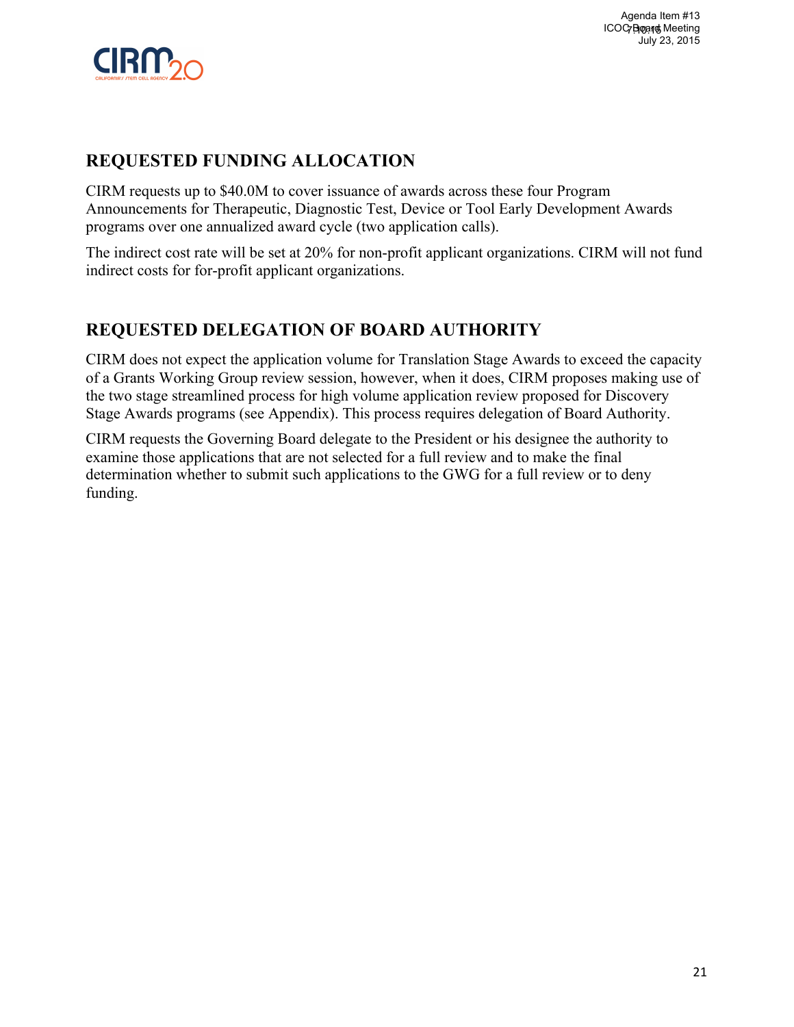## REQUESTED FUNDING ALLOCATION

CIRM requests up to $40.0M to cover issuance of awards across these four Program Announcements for Therapeutic, Diagnostic Test, Device or Tool Early Development Awards programs over one annualized award cycle (two application calls).

The indirect cost rate will be set at 20% for non-profit applicant organizations. CIRM will not fund indirect costs for for-profit applicant organizations.

## REQUESTED DELEGATION OF BOARD AUTHORITY

CIRM does not expect the application volume for Translation Stage Awards to exceed the capacity of a Grants Working Group review session, however, when it does, CIRM proposes making use of the two stage streamlined process for high volume application review proposed for Discovery Stage Awards programs (see Appendix). This process requires delegation of Board Authority.

CIRM requests the Governing Board delegate to the President or his designee the authority to examine those applications that are not selected for a full review and to make the final determination whether to submit such applications to the GWG for a full review or to deny funding.